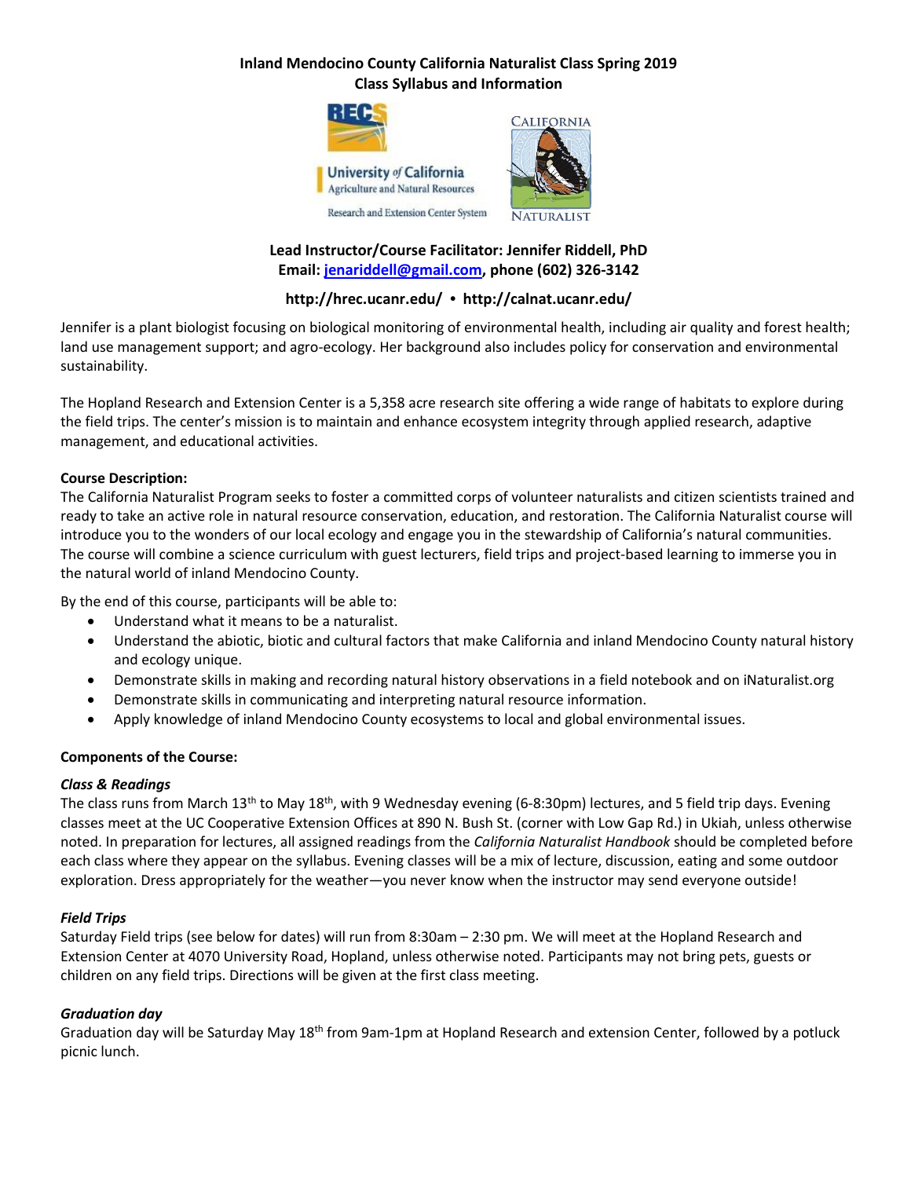# Inland Mendocino County California Naturalist Class Spring 2019
## Class Syllabus and Information

**Lead Instructor/Course Facilitator: Jennifer Riddell, PhD**
**Email: jenariddell@gmail.com, phone (602) 326-3142**

**http://hrec.ucanr.edu/ • http://calnat.ucanr.edu/**

Jennifer is a plant biologist focusing on biological monitoring of environmental health, including air quality and forest health; land use management support; and agro-ecology. Her background also includes policy for conservation and environmental sustainability.

The Hopland Research and Extension Center is a 5,358 acre research site offering a wide range of habitats to explore during the field trips. The center's mission is to maintain and enhance ecosystem integrity through applied research, adaptive management, and educational activities.

### Course Description:

The California Naturalist Program seeks to foster a committed corps of volunteer naturalists and citizen scientists trained and ready to take an active role in natural resource conservation, education, and restoration. The California Naturalist course will introduce you to the wonders of our local ecology and engage you in the stewardship of California's natural communities. The course will combine a science curriculum with guest lecturers, field trips and project-based learning to immerse you in the natural world of inland Mendocino County.

By the end of this course, participants will be able to:

- Understand what it means to be a naturalist.
- Understand the abiotic, biotic and cultural factors that make California and inland Mendocino County natural history and ecology unique.
- Demonstrate skills in making and recording natural history observations in a field notebook and on iNaturalist.org
- Demonstrate skills in communicating and interpreting natural resource information.
- Apply knowledge of inland Mendocino County ecosystems to local and global environmental issues.

### Components of the Course:

#### *Class & Readings*

The class runs from March 13th to May 18th, with 9 Wednesday evening (6-8:30pm) lectures, and 5 field trip days. Evening classes meet at the UC Cooperative Extension Offices at 890 N. Bush St. (corner with Low Gap Rd.) in Ukiah, unless otherwise noted. In preparation for lectures, all assigned readings from the *California Naturalist Handbook* should be completed before each class where they appear on the syllabus. Evening classes will be a mix of lecture, discussion, eating and some outdoor exploration. Dress appropriately for the weather—you never know when the instructor may send everyone outside!

#### *Field Trips*

Saturday Field trips (see below for dates) will run from 8:30am – 2:30 pm. We will meet at the Hopland Research and Extension Center at 4070 University Road, Hopland, unless otherwise noted. Participants may not bring pets, guests or children on any field trips. Directions will be given at the first class meeting.

#### *Graduation day*

Graduation day will be Saturday May 18th from 9am-1pm at Hopland Research and extension Center, followed by a potluck picnic lunch.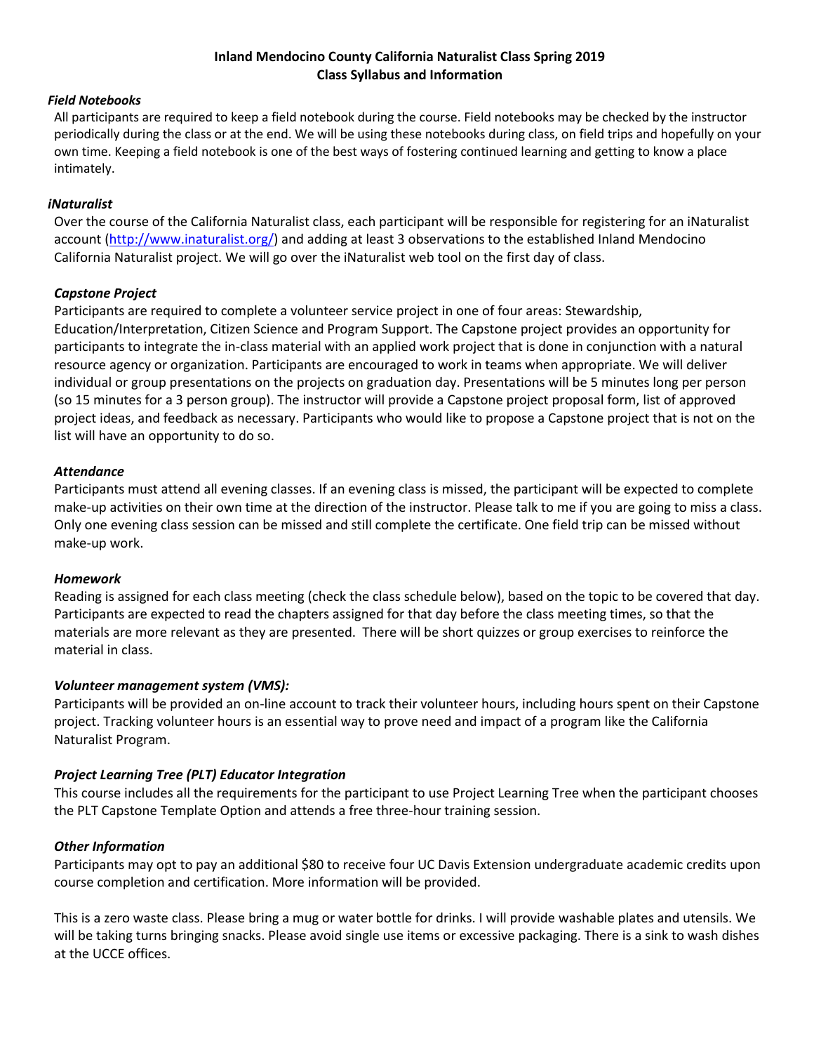**Inland Mendocino County California Naturalist Class Spring 2019**
**Class Syllabus and Information**

### *Field Notebooks*

All participants are required to keep a field notebook during the course. Field notebooks may be checked by the instructor periodically during the class or at the end. We will be using these notebooks during class, on field trips and hopefully on your own time. Keeping a field notebook is one of the best ways of fostering continued learning and getting to know a place intimately.

### *iNaturalist*

Over the course of the California Naturalist class, each participant will be responsible for registering for an iNaturalist account (http://www.inaturalist.org/) and adding at least 3 observations to the established Inland Mendocino California Naturalist project. We will go over the iNaturalist web tool on the first day of class.

### *Capstone Project*

Participants are required to complete a volunteer service project in one of four areas: Stewardship, Education/Interpretation, Citizen Science and Program Support. The Capstone project provides an opportunity for participants to integrate the in-class material with an applied work project that is done in conjunction with a natural resource agency or organization. Participants are encouraged to work in teams when appropriate. We will deliver individual or group presentations on the projects on graduation day. Presentations will be 5 minutes long per person (so 15 minutes for a 3 person group). The instructor will provide a Capstone project proposal form, list of approved project ideas, and feedback as necessary. Participants who would like to propose a Capstone project that is not on the list will have an opportunity to do so.

### *Attendance*

Participants must attend all evening classes. If an evening class is missed, the participant will be expected to complete make-up activities on their own time at the direction of the instructor. Please talk to me if you are going to miss a class. Only one evening class session can be missed and still complete the certificate. One field trip can be missed without make-up work.

### *Homework*

Reading is assigned for each class meeting (check the class schedule below), based on the topic to be covered that day. Participants are expected to read the chapters assigned for that day before the class meeting times, so that the materials are more relevant as they are presented. There will be short quizzes or group exercises to reinforce the material in class.

### *Volunteer management system (VMS):*

Participants will be provided an on-line account to track their volunteer hours, including hours spent on their Capstone project. Tracking volunteer hours is an essential way to prove need and impact of a program like the California Naturalist Program.

### *Project Learning Tree (PLT) Educator Integration*

This course includes all the requirements for the participant to use Project Learning Tree when the participant chooses the PLT Capstone Template Option and attends a free three-hour training session.

### *Other Information*

Participants may opt to pay an additional $80 to receive four UC Davis Extension undergraduate academic credits upon course completion and certification. More information will be provided.

This is a zero waste class. Please bring a mug or water bottle for drinks. I will provide washable plates and utensils. We will be taking turns bringing snacks. Please avoid single use items or excessive packaging. There is a sink to wash dishes at the UCCE offices.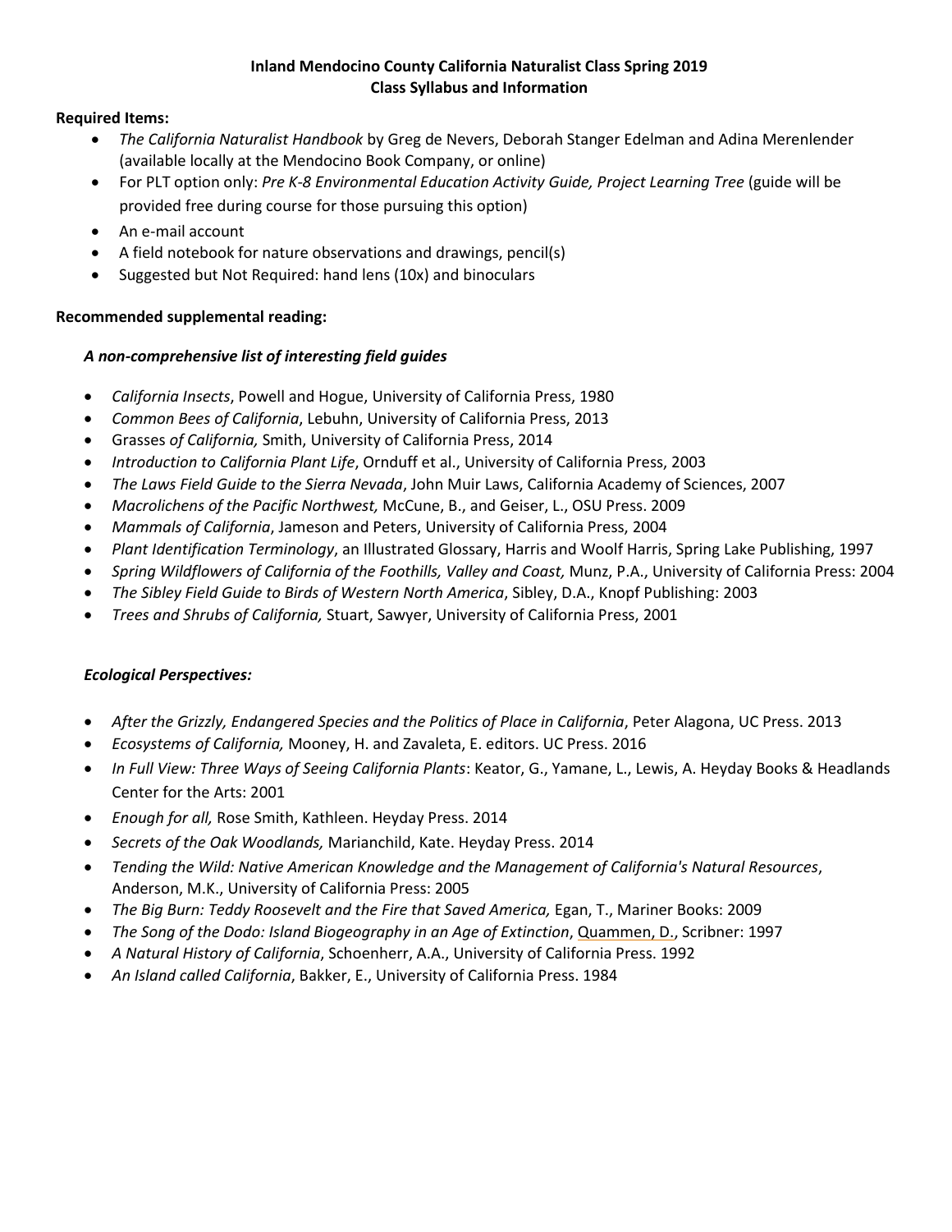**Inland Mendocino County California Naturalist Class Spring 2019**
**Class Syllabus and Information**

**Required Items:**

- *The California Naturalist Handbook* by Greg de Nevers, Deborah Stanger Edelman and Adina Merenlender (available locally at the Mendocino Book Company, or online)
- For PLT option only: *Pre K-8 Environmental Education Activity Guide, Project Learning Tree* (guide will be provided free during course for those pursuing this option)
- An e-mail account
- A field notebook for nature observations and drawings, pencil(s)
- Suggested but Not Required: hand lens (10x) and binoculars

**Recommended supplemental reading:**

***A non-comprehensive list of interesting field guides***

- *California Insects*, Powell and Hogue, University of California Press, 1980
- *Common Bees of California*, Lebuhn, University of California Press, 2013
- Grasses *of California,* Smith, University of California Press, 2014
- *Introduction to California Plant Life*, Ornduff et al., University of California Press, 2003
- *The Laws Field Guide to the Sierra Nevada*, John Muir Laws, California Academy of Sciences, 2007
- *Macrolichens of the Pacific Northwest,* McCune, B., and Geiser, L., OSU Press. 2009
- *Mammals of California*, Jameson and Peters, University of California Press, 2004
- *Plant Identification Terminology*, an Illustrated Glossary, Harris and Woolf Harris, Spring Lake Publishing, 1997
- *Spring Wildflowers of California of the Foothills, Valley and Coast,* Munz, P.A., University of California Press: 2004
- *The Sibley Field Guide to Birds of Western North America*, Sibley, D.A., Knopf Publishing: 2003
- *Trees and Shrubs of California,* Stuart, Sawyer, University of California Press, 2001

***Ecological Perspectives:***

- *After the Grizzly, Endangered Species and the Politics of Place in California*, Peter Alagona, UC Press. 2013
- *Ecosystems of California,* Mooney, H. and Zavaleta, E. editors. UC Press. 2016
- *In Full View: Three Ways of Seeing California Plants*: Keator, G., Yamane, L., Lewis, A. Heyday Books & Headlands Center for the Arts: 2001
- *Enough for all,* Rose Smith, Kathleen. Heyday Press. 2014
- *Secrets of the Oak Woodlands,* Marianchild, Kate. Heyday Press. 2014
- *Tending the Wild: Native American Knowledge and the Management of California's Natural Resources*, Anderson, M.K., University of California Press: 2005
- *The Big Burn: Teddy Roosevelt and the Fire that Saved America,* Egan, T., Mariner Books: 2009
- *The Song of the Dodo: Island Biogeography in an Age of Extinction*, Quammen, D., Scribner: 1997
- *A Natural History of California*, Schoenherr, A.A., University of California Press. 1992
- *An Island called California*, Bakker, E., University of California Press. 1984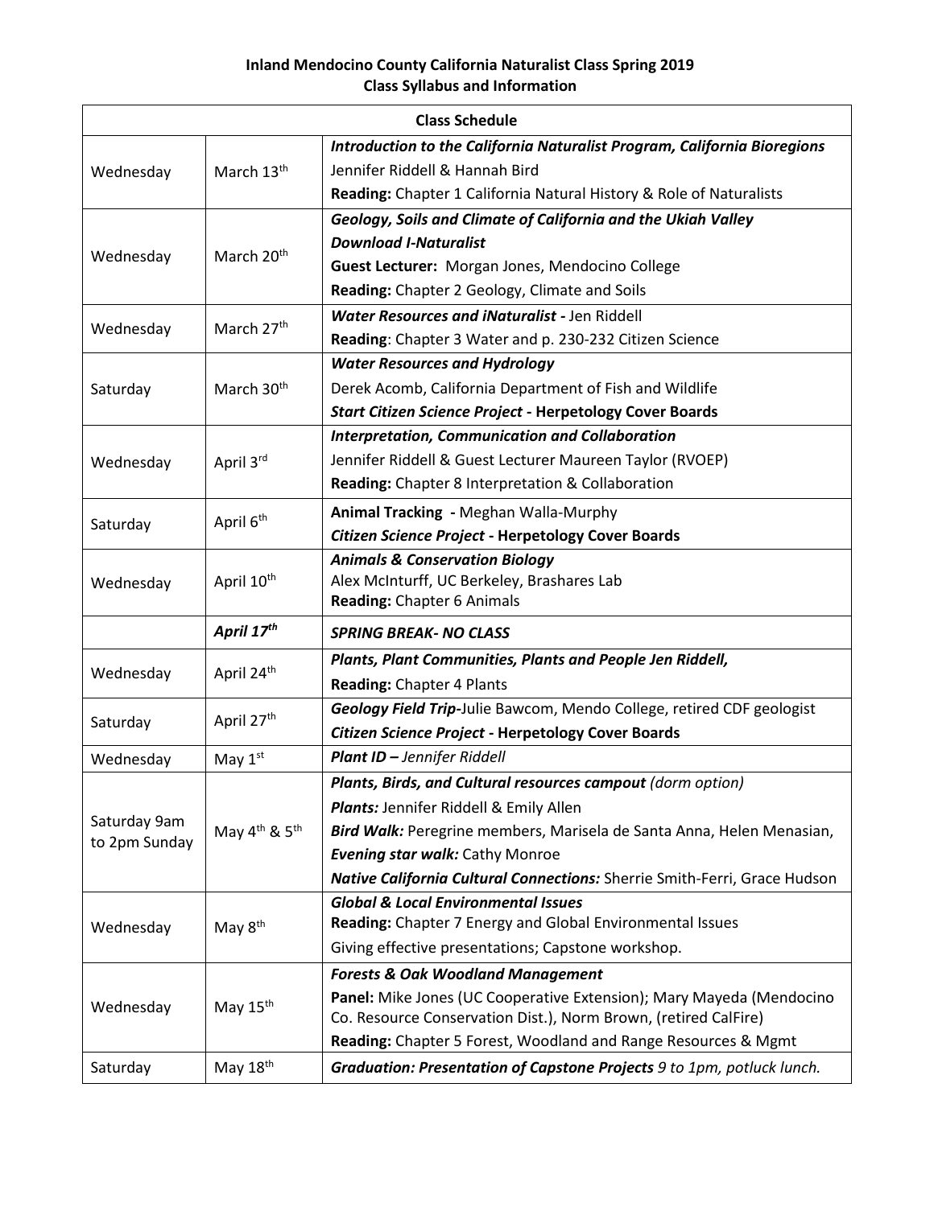**Inland Mendocino County California Naturalist Class Spring 2019**
**Class Syllabus and Information**

| Class Schedule | | |
|---|---|---|
| Wednesday | March 13th | ***Introduction to the California Naturalist Program, California Bioregions***<br>Jennifer Riddell & Hannah Bird<br>**Reading:** Chapter 1 California Natural History & Role of Naturalists |
| Wednesday | March 20th | ***Geology, Soils and Climate of California and the Ukiah Valley***<br>***Download I-Naturalist***<br>**Guest Lecturer:** Morgan Jones, Mendocino College<br>**Reading:** Chapter 2 Geology, Climate and Soils |
| Wednesday | March 27th | ***Water Resources and iNaturalist -*** Jen Riddell<br>**Reading**: Chapter 3 Water and p. 230-232 Citizen Science |
| Saturday | March 30th | ***Water Resources and Hydrology***<br>Derek Acomb, California Department of Fish and Wildlife<br>***Start Citizen Science Project* - Herpetology Cover Boards** |
| Wednesday | April 3rd | ***Interpretation, Communication and Collaboration***<br>Jennifer Riddell & Guest Lecturer Maureen Taylor (RVOEP)<br>**Reading:** Chapter 8 Interpretation & Collaboration |
| Saturday | April 6th | **Animal Tracking -** Meghan Walla-Murphy<br>***Citizen Science Project* - Herpetology Cover Boards** |
| Wednesday | April 10th | ***Animals & Conservation Biology***<br>Alex McInturff, UC Berkeley, Brashares Lab<br>**Reading:** Chapter 6 Animals |
| | ***April 17th*** | ***SPRING BREAK- NO CLASS*** |
| Wednesday | April 24th | ***Plants, Plant Communities, Plants and People Jen Riddell,***<br>**Reading:** Chapter 4 Plants |
| Saturday | April 27th | ***Geology Field Trip-***Julie Bawcom, Mendo College, retired CDF geologist<br>***Citizen Science Project* - Herpetology Cover Boards** |
| Wednesday | May 1st | ***Plant ID –*** *Jennifer Riddell* |
| Saturday 9am to 2pm Sunday | May 4th & 5th | ***Plants, Birds, and Cultural resources campout*** *(dorm option)*<br>***Plants:*** Jennifer Riddell & Emily Allen<br>***Bird Walk:*** Peregrine members, Marisela de Santa Anna, Helen Menasian,<br>***Evening star walk:*** Cathy Monroe<br>***Native California Cultural Connections:*** Sherrie Smith-Ferri, Grace Hudson |
| Wednesday | May 8th | ***Global & Local Environmental Issues***<br>**Reading:** Chapter 7 Energy and Global Environmental Issues<br>Giving effective presentations; Capstone workshop. |
| Wednesday | May 15th | ***Forests & Oak Woodland Management***<br>**Panel:** Mike Jones (UC Cooperative Extension); Mary Mayeda (Mendocino Co. Resource Conservation Dist.), Norm Brown, (retired CalFire)<br>**Reading:** Chapter 5 Forest, Woodland and Range Resources & Mgmt |
| Saturday | May 18th | ***Graduation: Presentation of Capstone Projects*** *9 to 1pm, potluck lunch.* |